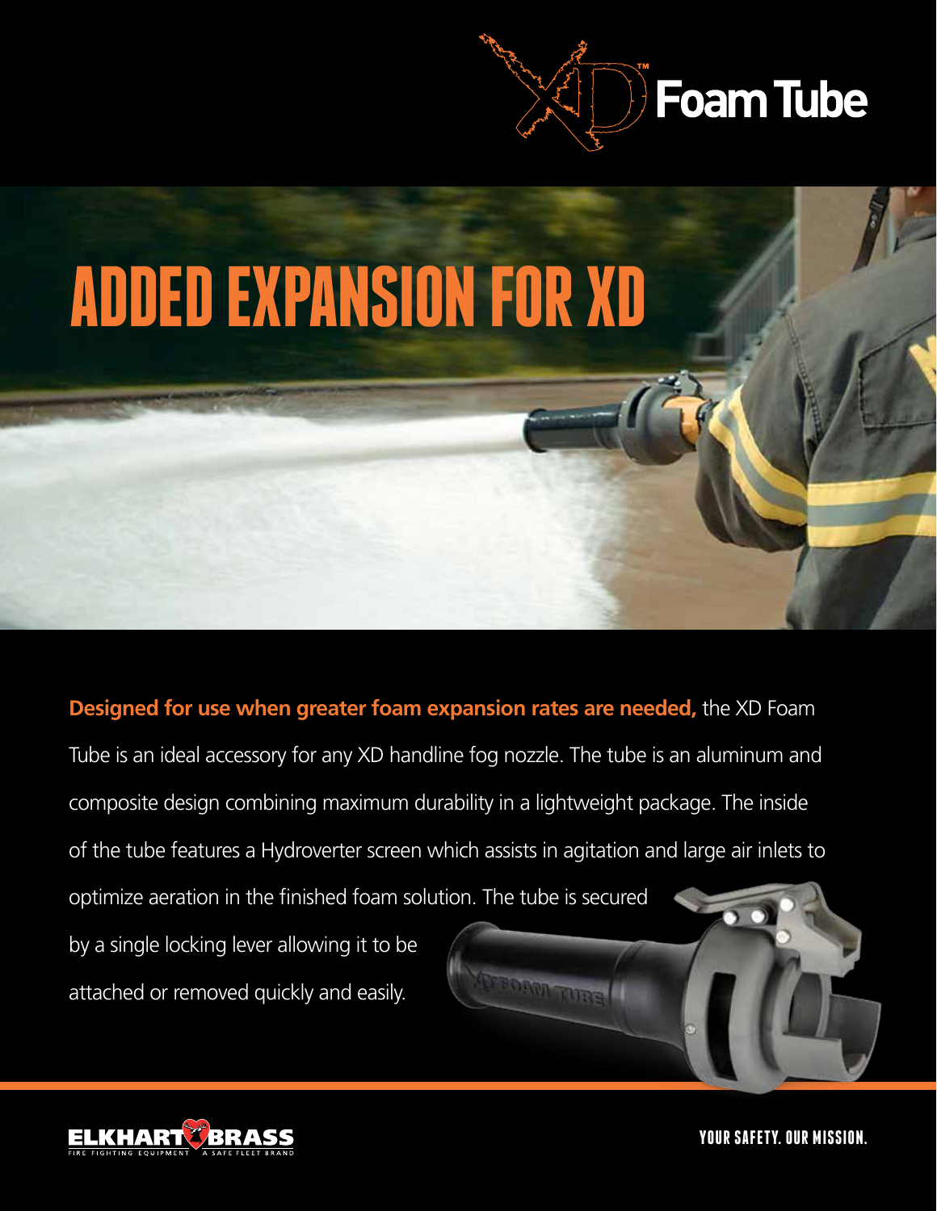# XD™ Foam Tube

## ADDED EXPANSION FOR XD

**Designed for use when greater foam expansion rates are needed,** the XD Foam Tube is an ideal accessory for any XD handline fog nozzle. The tube is an aluminum and composite design combining maximum durability in a lightweight package. The inside of the tube features a Hydroverter screen which assists in agitation and large air inlets to optimize aeration in the finished foam solution. The tube is secured by a single locking lever allowing it to be attached or removed quickly and easily.

ELKHART BRASS
FIRE FIGHTING EQUIPMENT · A SAFE FLEET BRAND

YOUR SAFETY. OUR MISSION.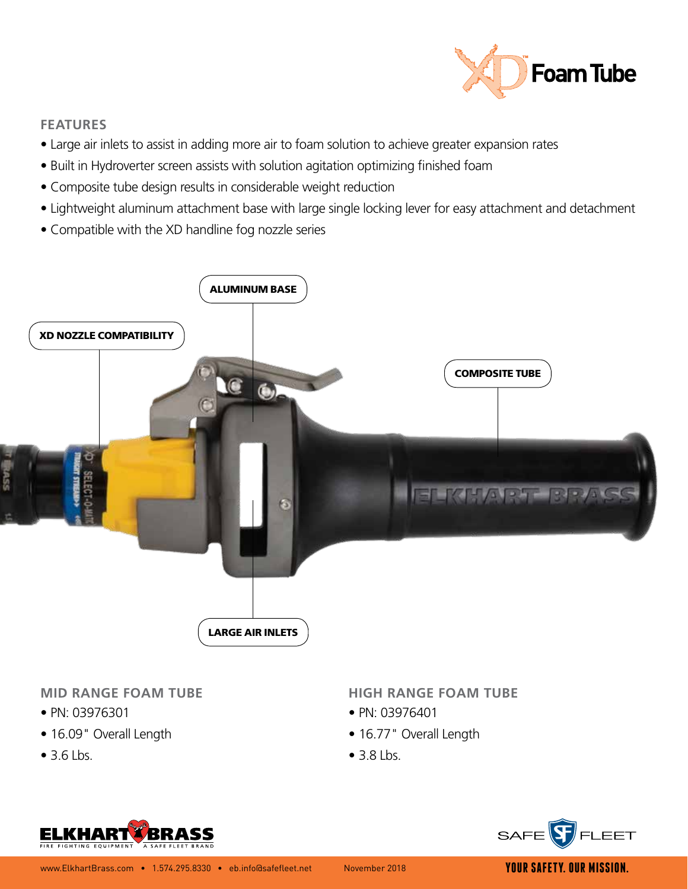# XD™ Foam Tube

## FEATURES

- Large air inlets to assist in adding more air to foam solution to achieve greater expansion rates
- Built in Hydroverter screen assists with solution agitation optimizing finished foam
- Composite tube design results in considerable weight reduction
- Lightweight aluminum attachment base with large single locking lever for easy attachment and detachment
- Compatible with the XD handline fog nozzle series

ALUMINUM BASE

XD NOZZLE COMPATIBILITY

COMPOSITE TUBE

LARGE AIR INLETS

## MID RANGE FOAM TUBE

- PN: 03976301
- 16.09" Overall Length
- 3.6 Lbs.

## HIGH RANGE FOAM TUBE

- PN: 03976401
- 16.77" Overall Length
- 3.8 Lbs.

ELKHART BRASS
FIRE FIGHTING EQUIPMENT A SAFE FLEET BRAND

SAFE FLEET

www.ElkhartBrass.com • 1.574.295.8330 • eb.info@safefleet.net November 2018

YOUR SAFETY. OUR MISSION.